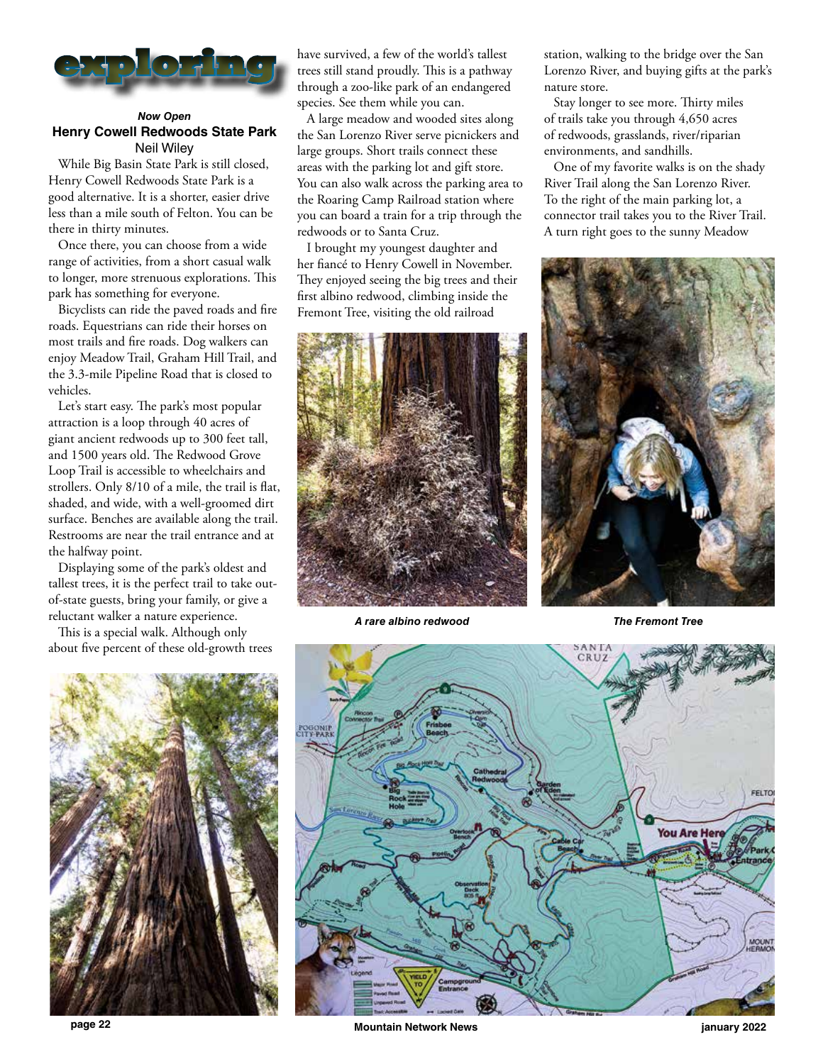# exploring

***Now Open***

## Henry Cowell Redwoods State Park

Neil Wiley

While Big Basin State Park is still closed, Henry Cowell Redwoods State Park is a good alternative. It is a shorter, easier drive less than a mile south of Felton. You can be there in thirty minutes.

Once there, you can choose from a wide range of activities, from a short casual walk to longer, more strenuous explorations. This park has something for everyone.

Bicyclists can ride the paved roads and fire roads. Equestrians can ride their horses on most trails and fire roads. Dog walkers can enjoy Meadow Trail, Graham Hill Trail, and the 3.3-mile Pipeline Road that is closed to vehicles.

Let's start easy. The park's most popular attraction is a loop through 40 acres of giant ancient redwoods up to 300 feet tall, and 1500 years old. The Redwood Grove Loop Trail is accessible to wheelchairs and strollers. Only 8/10 of a mile, the trail is flat, shaded, and wide, with a well-groomed dirt surface. Benches are available along the trail. Restrooms are near the trail entrance and at the halfway point.

Displaying some of the park's oldest and tallest trees, it is the perfect trail to take out-of-state guests, bring your family, or give a reluctant walker a nature experience.

This is a special walk. Although only about five percent of these old-growth trees have survived, a few of the world's tallest trees still stand proudly. This is a pathway through a zoo-like park of an endangered species. See them while you can.

A large meadow and wooded sites along the San Lorenzo River serve picnickers and large groups. Short trails connect these areas with the parking lot and gift store. You can also walk across the parking area to the Roaring Camp Railroad station where you can board a train for a trip through the redwoods or to Santa Cruz.

I brought my youngest daughter and her fiancé to Henry Cowell in November. They enjoyed seeing the big trees and their first albino redwood, climbing inside the Fremont Tree, visiting the old railroad station, walking to the bridge over the San Lorenzo River, and buying gifts at the park's nature store.

*A rare albino redwood*

*The Fremont Tree*

Stay longer to see more. Thirty miles of trails take you through 4,650 acres of redwoods, grasslands, river/riparian environments, and sandhills.

One of my favorite walks is on the shady River Trail along the San Lorenzo River. To the right of the main parking lot, a connector trail takes you to the River Trail. A turn right goes to the sunny Meadow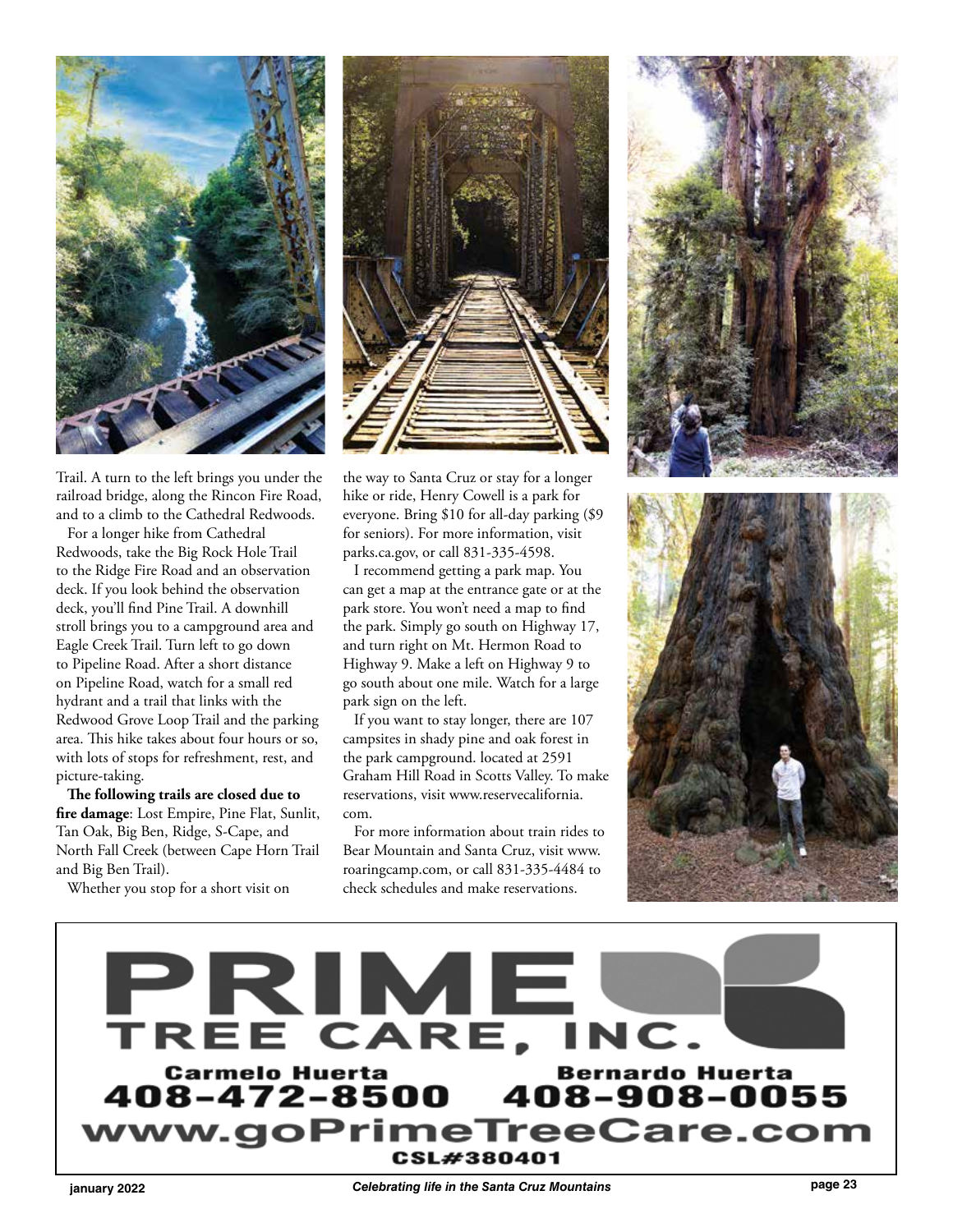Trail. A turn to the left brings you under the railroad bridge, along the Rincon Fire Road, and to a climb to the Cathedral Redwoods.

For a longer hike from Cathedral Redwoods, take the Big Rock Hole Trail to the Ridge Fire Road and an observation deck. If you look behind the observation deck, you'll find Pine Trail. A downhill stroll brings you to a campground area and Eagle Creek Trail. Turn left to go down to Pipeline Road. After a short distance on Pipeline Road, watch for a small red hydrant and a trail that links with the Redwood Grove Loop Trail and the parking area. This hike takes about four hours or so, with lots of stops for refreshment, rest, and picture-taking.

**The following trails are closed due to fire damage**: Lost Empire, Pine Flat, Sunlit, Tan Oak, Big Ben, Ridge, S-Cape, and North Fall Creek (between Cape Horn Trail and Big Ben Trail).

Whether you stop for a short visit on the way to Santa Cruz or stay for a longer hike or ride, Henry Cowell is a park for everyone. Bring $10 for all-day parking ($9 for seniors). For more information, visit parks.ca.gov, or call 831-335-4598.

I recommend getting a park map. You can get a map at the entrance gate or at the park store. You won't need a map to find the park. Simply go south on Highway 17, and turn right on Mt. Hermon Road to Highway 9. Make a left on Highway 9 to go south about one mile. Watch for a large park sign on the left.

If you want to stay longer, there are 107 campsites in shady pine and oak forest in the park campground. located at 2591 Graham Hill Road in Scotts Valley. To make reservations, visit www.reservecalifornia.com.

For more information about train rides to Bear Mountain and Santa Cruz, visit www.roaringcamp.com, or call 831-335-4484 to check schedules and make reservations.

**PRIME TREE CARE, INC.**

**Carmelo Huerta** 408-472-8500 **Bernardo Huerta** 408-908-0055

**www.goPrimeTreeCare.com**

CSL#380401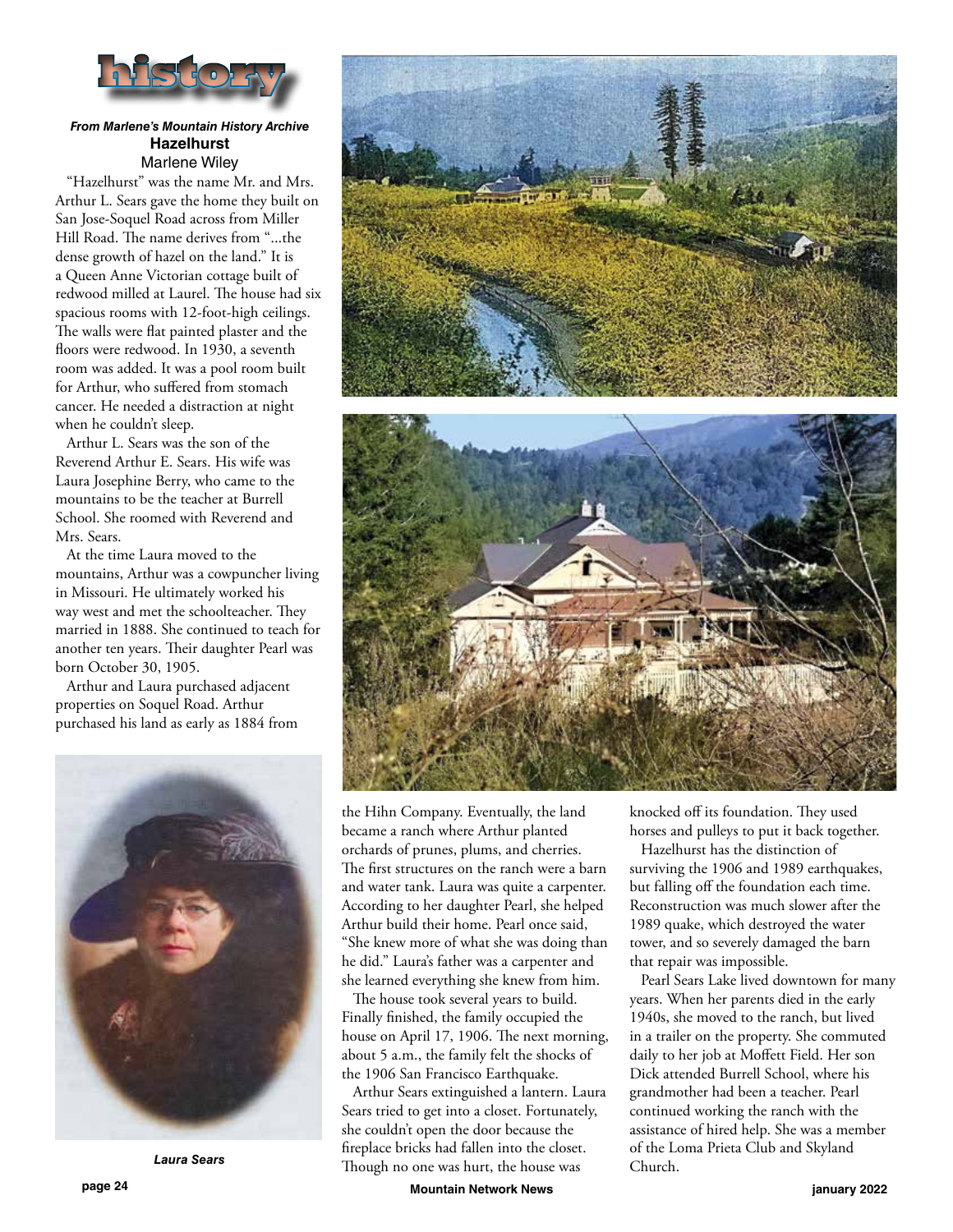# history

***From Marlene's Mountain History Archive***

## Hazelhurst

Marlene Wiley

"Hazelhurst" was the name Mr. and Mrs. Arthur L. Sears gave the home they built on San Jose-Soquel Road across from Miller Hill Road. The name derives from "...the dense growth of hazel on the land." It is a Queen Anne Victorian cottage built of redwood milled at Laurel. The house had six spacious rooms with 12-foot-high ceilings. The walls were flat painted plaster and the floors were redwood. In 1930, a seventh room was added. It was a pool room built for Arthur, who suffered from stomach cancer. He needed a distraction at night when he couldn't sleep.

Arthur L. Sears was the son of the Reverend Arthur E. Sears. His wife was Laura Josephine Berry, who came to the mountains to be the teacher at Burrell School. She roomed with Reverend and Mrs. Sears.

At the time Laura moved to the mountains, Arthur was a cowpuncher living in Missouri. He ultimately worked his way west and met the schoolteacher. They married in 1888. She continued to teach for another ten years. Their daughter Pearl was born October 30, 1905.

Arthur and Laura purchased adjacent properties on Soquel Road. Arthur purchased his land as early as 1884 from the Hihn Company. Eventually, the land became a ranch where Arthur planted orchards of prunes, plums, and cherries. The first structures on the ranch were a barn and water tank. Laura was quite a carpenter. According to her daughter Pearl, she helped Arthur build their home. Pearl once said, "She knew more of what she was doing than he did." Laura's father was a carpenter and she learned everything she knew from him.

*Laura Sears*

The house took several years to build. Finally finished, the family occupied the house on April 17, 1906. The next morning, about 5 a.m., the family felt the shocks of the 1906 San Francisco Earthquake.

Arthur Sears extinguished a lantern. Laura Sears tried to get into a closet. Fortunately, she couldn't open the door because the fireplace bricks had fallen into the closet. Though no one was hurt, the house was knocked off its foundation. They used horses and pulleys to put it back together.

Hazelhurst has the distinction of surviving the 1906 and 1989 earthquakes, but falling off the foundation each time. Reconstruction was much slower after the 1989 quake, which destroyed the water tower, and so severely damaged the barn that repair was impossible.

Pearl Sears Lake lived downtown for many years. When her parents died in the early 1940s, she moved to the ranch, but lived in a trailer on the property. She commuted daily to her job at Moffett Field. Her son Dick attended Burrell School, where his grandmother had been a teacher. Pearl continued working the ranch with the assistance of hired help. She was a member of the Loma Prieta Club and Skyland Church.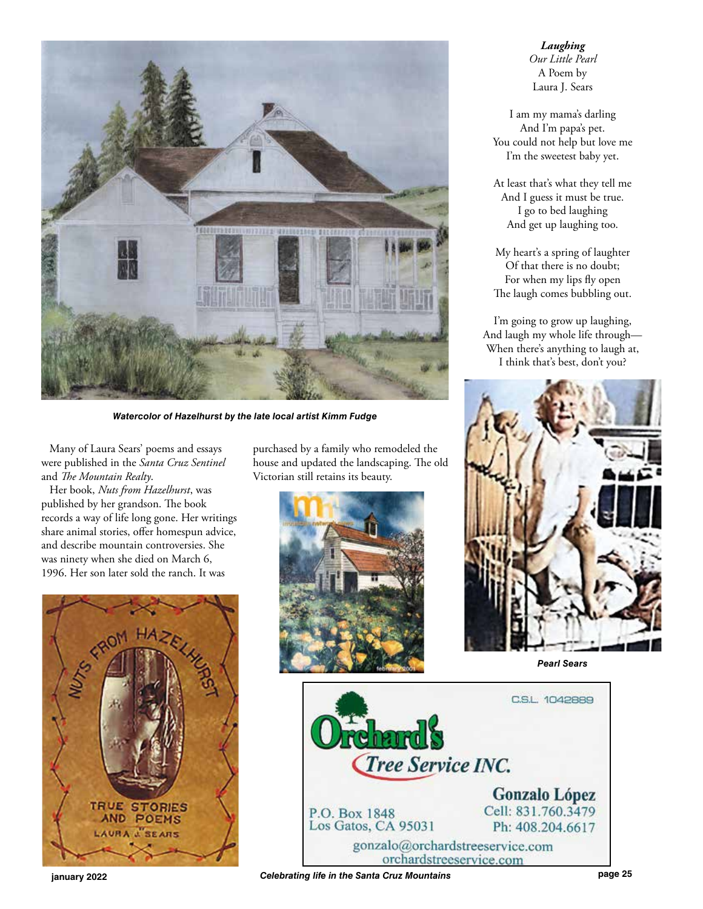Watercolor of Hazelhurst by the late local artist Kimm Fudge

Many of Laura Sears' poems and essays were published in the *Santa Cruz Sentinel* and *The Mountain Realty*.

Her book, *Nuts from Hazelhurst*, was published by her grandson. The book records a way of life long gone. Her writings share animal stories, offer homespun advice, and describe mountain controversies. She was ninety when she died on March 6, 1996. Her son later sold the ranch. It was purchased by a family who remodeled the house and updated the landscaping. The old Victorian still retains its beauty.

***Laughing***
*Our Little Pearl*
A Poem by
Laura J. Sears

I am my mama's darling
And I'm papa's pet.
You could not help but love me
I'm the sweetest baby yet.

At least that's what they tell me
And I guess it must be true.
I go to bed laughing
And get up laughing too.

My heart's a spring of laughter
Of that there is no doubt;
For when my lips fly open
The laugh comes bubbling out.

I'm going to grow up laughing,
And laugh my whole life through—
When there's anything to laugh at,
I think that's best, don't you?

Pearl Sears

Orchard's Tree Service INC.
C.S.L. 1042889
Gonzalo López
P.O. Box 1848
Los Gatos, CA 95031
Cell: 831.760.3479
Ph: 408.204.6617
gonzalo@orchardstreeservice.com
orchardstreeservice.com